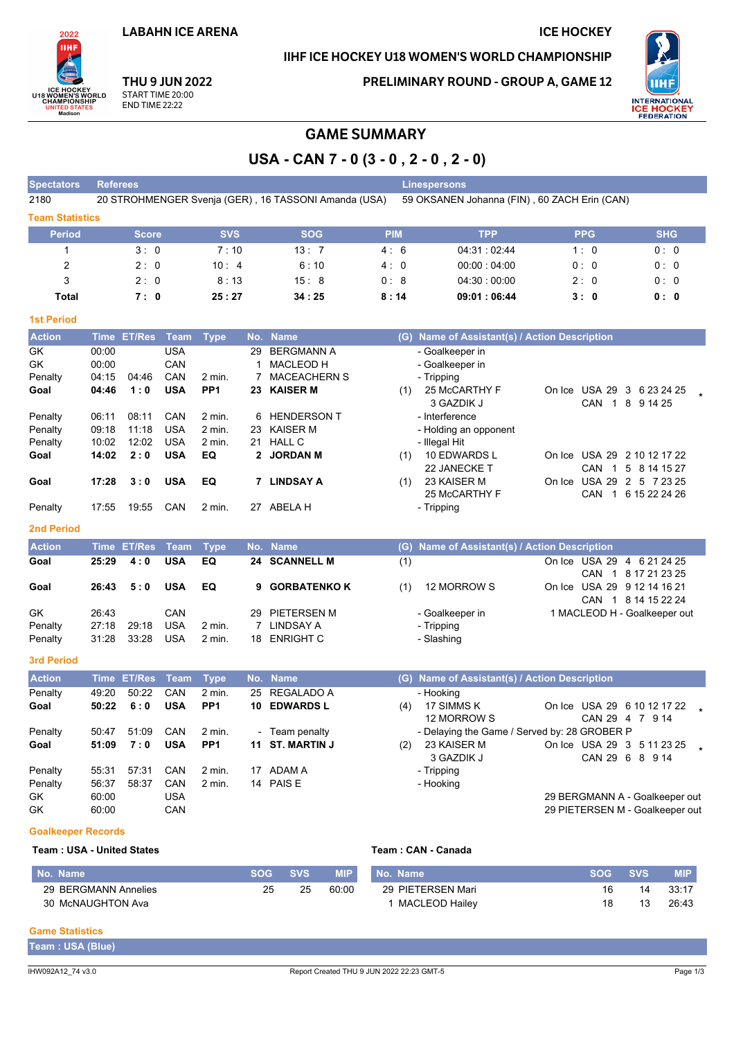LABAHN ICE ARENA

ICE HOCKEY

IIHF ICE HOCKEY U18 WOMEN'S WORLD CHAMPIONSHIP

THU 9 JUN 2022
START TIME 20:00
END TIME 22:22

PRELIMINARY ROUND - GROUP A, GAME 12

# GAME SUMMARY

## USA - CAN 7 - 0 (3 - 0 , 2 - 0 , 2 - 0)

| Spectators | Referees | Linespersons |
|---|---|---|
| 2180 | 20 STROHMENGER Svenja (GER) , 16 TASSONI Amanda (USA) | 59 OKSANEN Johanna (FIN) , 60 ZACH Erin (CAN) |

### Team Statistics

| Period | Score | SVS | SOG | PIM | TPP | PPG | SHG |
|---|---|---|---|---|---|---|---|
| 1 | 3 : 0 | 7 : 10 | 13 : 7 | 4 : 6 | 04:31 : 02:44 | 1 : 0 | 0 : 0 |
| 2 | 2 : 0 | 10 : 4 | 6 : 10 | 4 : 0 | 00:00 : 04:00 | 0 : 0 | 0 : 0 |
| 3 | 2 : 0 | 8 : 13 | 15 : 8 | 0 : 8 | 04:30 : 00:00 | 2 : 0 | 0 : 0 |
| **Total** | **7 : 0** | **25 : 27** | **34 : 25** | **8 : 14** | **09:01 : 06:44** | **3 : 0** | **0 : 0** |

### 1st Period

| Action | Time | ET/Res | Team | Type | No. | Name | (G) | Name of Assistant(s) / Action Description | |
|---|---|---|---|---|---|---|---|---|---|
| GK | 00:00 | | USA | | 29 | BERGMANN A | | - Goalkeeper in | |
| GK | 00:00 | | CAN | | 1 | MACLEOD H | | - Goalkeeper in | |
| Penalty | 04:15 | 04:46 | CAN | 2 min. | 7 | MACEACHERN S | | - Tripping | |
| **Goal** | **04:46** | **1 : 0** | **USA** | **PP1** | **23** | **KAISER M** | (1) | 25 McCARTHY F<br>3 GAZDIK J | On Ice USA 29 3 6 23 24 25<br>CAN 1 8 9 14 25 * |
| Penalty | 06:11 | 08:11 | CAN | 2 min. | 6 | HENDERSON T | | - Interference | |
| Penalty | 09:18 | 11:18 | USA | 2 min. | 23 | KAISER M | | - Holding an opponent | |
| Penalty | 10:02 | 12:02 | USA | 2 min. | 21 | HALL C | | - Illegal Hit | |
| **Goal** | **14:02** | **2 : 0** | **USA** | **EQ** | **2** | **JORDAN M** | (1) | 10 EDWARDS L<br>22 JANECKE T | On Ice USA 29 2 10 12 17 22<br>CAN 1 5 8 14 15 27 |
| **Goal** | **17:28** | **3 : 0** | **USA** | **EQ** | **7** | **LINDSAY A** | (1) | 23 KAISER M<br>25 McCARTHY F | On Ice USA 29 2 5 7 23 25<br>CAN 1 6 15 22 24 26 |
| Penalty | 17:55 | 19:55 | CAN | 2 min. | 27 | ABELA H | | - Tripping | |

### 2nd Period

| Action | Time | ET/Res | Team | Type | No. | Name | (G) | Name of Assistant(s) / Action Description | |
|---|---|---|---|---|---|---|---|---|---|
| **Goal** | **25:29** | **4 : 0** | **USA** | **EQ** | **24** | **SCANNELL M** | (1) | | On Ice USA 29 4 6 21 24 25<br>CAN 1 8 17 21 23 25 |
| **Goal** | **26:43** | **5 : 0** | **USA** | **EQ** | **9** | **GORBATENKO K** | (1) | 12 MORROW S | On Ice USA 29 9 12 14 16 21<br>CAN 1 8 14 15 22 24 |
| GK | 26:43 | | CAN | | 29 | PIETERSEN M | | - Goalkeeper in | 1 MACLEOD H - Goalkeeper out |
| Penalty | 27:18 | 29:18 | USA | 2 min. | 7 | LINDSAY A | | - Tripping | |
| Penalty | 31:28 | 33:28 | USA | 2 min. | 18 | ENRIGHT C | | - Slashing | |

### 3rd Period

| Action | Time | ET/Res | Team | Type | No. | Name | (G) | Name of Assistant(s) / Action Description | |
|---|---|---|---|---|---|---|---|---|---|
| Penalty | 49:20 | 50:22 | CAN | 2 min. | 25 | REGALADO A | | - Hooking | |
| **Goal** | **50:22** | **6 : 0** | **USA** | **PP1** | **10** | **EDWARDS L** | (4) | 17 SIMMS K<br>12 MORROW S | On Ice USA 29 6 10 12 17 22<br>CAN 29 4 7 9 14 * |
| Penalty | 50:47 | 51:09 | CAN | 2 min. | - | Team penalty | | - Delaying the Game / Served by: 28 GROBER P | |
| **Goal** | **51:09** | **7 : 0** | **USA** | **PP1** | **11** | **ST. MARTIN J** | (2) | 23 KAISER M<br>3 GAZDIK J | On Ice USA 29 3 5 11 23 25<br>CAN 29 6 8 9 14 * |
| Penalty | 55:31 | 57:31 | CAN | 2 min. | 17 | ADAM A | | - Tripping | |
| Penalty | 56:37 | 58:37 | CAN | 2 min. | 14 | PAIS E | | - Hooking | |
| GK | 60:00 | | USA | | | | | | 29 BERGMANN A - Goalkeeper out |
| GK | 60:00 | | CAN | | | | | | 29 PIETERSEN M - Goalkeeper out |

### Goalkeeper Records

**Team : USA - United States**

| No. Name | SOG | SVS | MIP |
|---|---|---|---|
| 29 BERGMANN Annelies | 25 | 25 | 60:00 |
| 30 McNAUGHTON Ava | | | |

**Team : CAN - Canada**

| No. Name | SOG | SVS | MIP |
|---|---|---|---|
| 29 PIETERSEN Mari | 16 | 14 | 33:17 |
| 1 MACLEOD Hailey | 18 | 13 | 26:43 |

### Game Statistics

**Team : USA (Blue)**

IHW092A12_74 v3.0 | Report Created THU 9 JUN 2022 22:23 GMT-5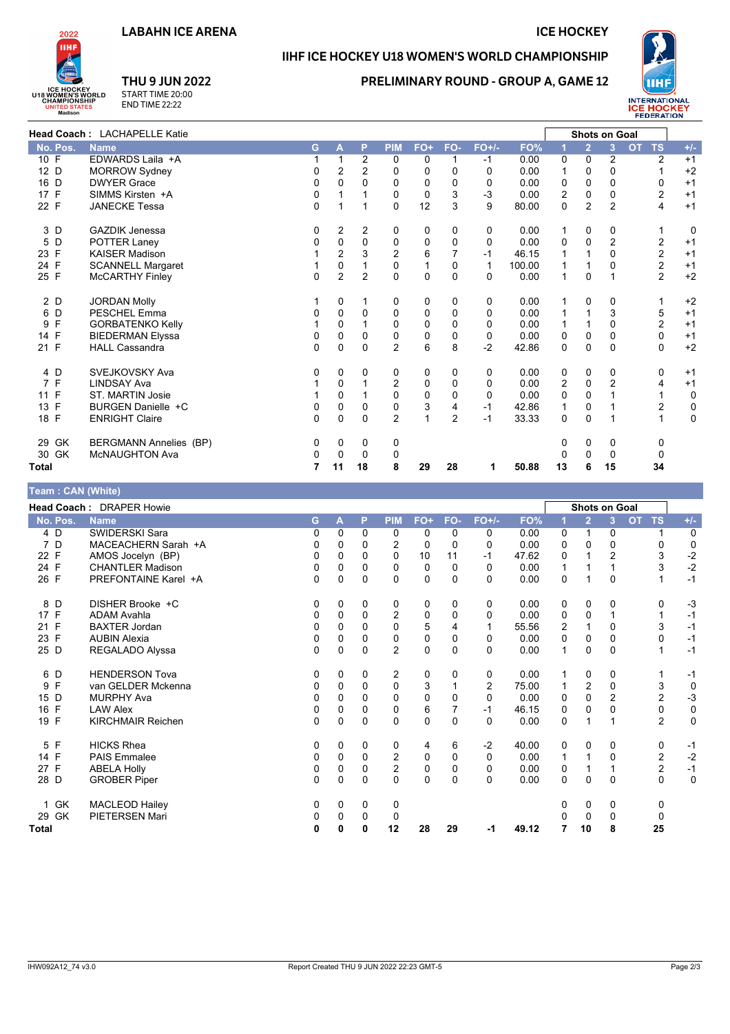**LABAHN ICE ARENA** — **ICE HOCKEY**

# IIHF ICE HOCKEY U18 WOMEN'S WORLD CHAMPIONSHIP

**THU 9 JUN 2022**
START TIME 20:00
END TIME 22:22

## PRELIMINARY ROUND - GROUP A, GAME 12

**Head Coach :** LACHAPELLE Katie

| No. | Pos. | Name | G | A | P | PIM | FO+ | FO- | FO+/- | FO% | Shots on Goal 1 | 2 | 3 | OT | TS | +/- |
|---|---|---|---|---|---|---|---|---|---|---|---|---|---|---|---|---|
| 10 | F | EDWARDS Laila +A | 1 | 1 | 2 | 0 | 0 | 1 | -1 | 0.00 | 0 | 0 | 2 | | 2 | +1 |
| 12 | D | MORROW Sydney | 0 | 2 | 2 | 0 | 0 | 0 | 0 | 0.00 | 1 | 0 | 0 | | 1 | +2 |
| 16 | D | DWYER Grace | 0 | 0 | 0 | 0 | 0 | 0 | 0 | 0.00 | 0 | 0 | 0 | | 0 | +1 |
| 17 | F | SIMMS Kirsten +A | 0 | 1 | 1 | 0 | 0 | 3 | -3 | 0.00 | 2 | 0 | 0 | | 2 | +1 |
| 22 | F | JANECKE Tessa | 0 | 1 | 1 | 0 | 12 | 3 | 9 | 80.00 | 0 | 2 | 2 | | 4 | +1 |
| 3 | D | GAZDIK Jenessa | 0 | 2 | 2 | 0 | 0 | 0 | 0 | 0.00 | 1 | 0 | 0 | | 1 | 0 |
| 5 | D | POTTER Laney | 0 | 0 | 0 | 0 | 0 | 0 | 0 | 0.00 | 0 | 0 | 2 | | 2 | +1 |
| 23 | F | KAISER Madison | 1 | 2 | 3 | 2 | 6 | 7 | -1 | 46.15 | 1 | 1 | 0 | | 2 | +1 |
| 24 | F | SCANNELL Margaret | 1 | 0 | 1 | 0 | 1 | 0 | 1 | 100.00 | 1 | 1 | 0 | | 2 | +1 |
| 25 | F | McCARTHY Finley | 0 | 2 | 2 | 0 | 0 | 0 | 0 | 0.00 | 1 | 0 | 1 | | 2 | +2 |
| 2 | D | JORDAN Molly | 1 | 0 | 1 | 0 | 0 | 0 | 0 | 0.00 | 1 | 0 | 0 | | 1 | +2 |
| 6 | D | PESCHEL Emma | 0 | 0 | 0 | 0 | 0 | 0 | 0 | 0.00 | 1 | 1 | 3 | | 5 | +1 |
| 9 | F | GORBATENKO Kelly | 1 | 0 | 1 | 0 | 0 | 0 | 0 | 0.00 | 1 | 1 | 0 | | 2 | +1 |
| 14 | F | BIEDERMAN Elyssa | 0 | 0 | 0 | 0 | 0 | 0 | 0 | 0.00 | 0 | 0 | 0 | | 0 | +1 |
| 21 | F | HALL Cassandra | 0 | 0 | 0 | 2 | 6 | 8 | -2 | 42.86 | 0 | 0 | 0 | | 0 | +2 |
| 4 | D | SVEJKOVSKY Ava | 0 | 0 | 0 | 0 | 0 | 0 | 0 | 0.00 | 0 | 0 | 0 | | 0 | +1 |
| 7 | F | LINDSAY Ava | 1 | 0 | 1 | 2 | 0 | 0 | 0 | 0.00 | 2 | 0 | 2 | | 4 | +1 |
| 11 | F | ST. MARTIN Josie | 1 | 0 | 1 | 0 | 0 | 0 | 0 | 0.00 | 0 | 0 | 1 | | 1 | 0 |
| 13 | F | BURGEN Danielle +C | 0 | 0 | 0 | 0 | 3 | 4 | -1 | 42.86 | 1 | 0 | 1 | | 2 | 0 |
| 18 | F | ENRIGHT Claire | 0 | 0 | 0 | 2 | 1 | 2 | -1 | 33.33 | 0 | 0 | 1 | | 1 | 0 |
| 29 | GK | BERGMANN Annelies (BP) | 0 | 0 | 0 | 0 | | | | | 0 | 0 | 0 | | 0 | |
| 30 | GK | McNAUGHTON Ava | 0 | 0 | 0 | 0 | | | | | 0 | 0 | 0 | | 0 | |
| **Total** | | | **7** | **11** | **18** | **8** | **29** | **28** | **1** | **50.88** | **13** | **6** | **15** | | **34** | |

## Team : CAN (White)

**Head Coach :** DRAPER Howie

| No. | Pos. | Name | G | A | P | PIM | FO+ | FO- | FO+/- | FO% | Shots on Goal 1 | 2 | 3 | OT | TS | +/- |
|---|---|---|---|---|---|---|---|---|---|---|---|---|---|---|---|---|
| 4 | D | SWIDERSKI Sara | 0 | 0 | 0 | 0 | 0 | 0 | 0 | 0.00 | 0 | 1 | 0 | | 1 | 0 |
| 7 | D | MACEACHERN Sarah +A | 0 | 0 | 0 | 2 | 0 | 0 | 0 | 0.00 | 0 | 0 | 0 | | 0 | 0 |
| 22 | F | AMOS Jocelyn (BP) | 0 | 0 | 0 | 0 | 10 | 11 | -1 | 47.62 | 0 | 1 | 2 | | 3 | -2 |
| 24 | F | CHANTLER Madison | 0 | 0 | 0 | 0 | 0 | 0 | 0 | 0.00 | 1 | 1 | 1 | | 3 | -2 |
| 26 | F | PREFONTAINE Karel +A | 0 | 0 | 0 | 0 | 0 | 0 | 0 | 0.00 | 0 | 1 | 0 | | 1 | -1 |
| 8 | D | DISHER Brooke +C | 0 | 0 | 0 | 0 | 0 | 0 | 0 | 0.00 | 0 | 0 | 0 | | 0 | -3 |
| 17 | F | ADAM Avahla | 0 | 0 | 0 | 2 | 0 | 0 | 0 | 0.00 | 0 | 0 | 1 | | 1 | -1 |
| 21 | F | BAXTER Jordan | 0 | 0 | 0 | 0 | 5 | 4 | 1 | 55.56 | 2 | 1 | 0 | | 3 | -1 |
| 23 | F | AUBIN Alexia | 0 | 0 | 0 | 0 | 0 | 0 | 0 | 0.00 | 0 | 0 | 0 | | 0 | -1 |
| 25 | D | REGALADO Alyssa | 0 | 0 | 0 | 2 | 0 | 0 | 0 | 0.00 | 1 | 0 | 0 | | 1 | -1 |
| 6 | D | HENDERSON Tova | 0 | 0 | 0 | 2 | 0 | 0 | 0 | 0.00 | 1 | 0 | 0 | | 1 | -1 |
| 9 | F | van GELDER Mckenna | 0 | 0 | 0 | 0 | 3 | 1 | 2 | 75.00 | 1 | 2 | 0 | | 3 | 0 |
| 15 | D | MURPHY Ava | 0 | 0 | 0 | 0 | 0 | 0 | 0 | 0.00 | 0 | 0 | 2 | | 2 | -3 |
| 16 | F | LAW Alex | 0 | 0 | 0 | 0 | 6 | 7 | -1 | 46.15 | 0 | 0 | 0 | | 0 | 0 |
| 19 | F | KIRCHMAIR Reichen | 0 | 0 | 0 | 0 | 0 | 0 | 0 | 0.00 | 0 | 1 | 1 | | 2 | 0 |
| 5 | F | HICKS Rhea | 0 | 0 | 0 | 0 | 4 | 6 | -2 | 40.00 | 0 | 0 | 0 | | 0 | -1 |
| 14 | F | PAIS Emmalee | 0 | 0 | 0 | 2 | 0 | 0 | 0 | 0.00 | 1 | 1 | 0 | | 2 | -2 |
| 27 | F | ABELA Holly | 0 | 0 | 0 | 2 | 0 | 0 | 0 | 0.00 | 0 | 1 | 1 | | 2 | -1 |
| 28 | D | GROBER Piper | 0 | 0 | 0 | 0 | 0 | 0 | 0 | 0.00 | 0 | 0 | 0 | | 0 | 0 |
| 1 | GK | MACLEOD Hailey | 0 | 0 | 0 | 0 | | | | | 0 | 0 | 0 | | 0 | |
| 29 | GK | PIETERSEN Mari | 0 | 0 | 0 | 0 | | | | | 0 | 0 | 0 | | 0 | |
| **Total** | | | **0** | **0** | **0** | **12** | **28** | **29** | **-1** | **49.12** | **7** | **10** | **8** | | **25** | |

IHW092A12_74 v3.0 — Report Created THU 9 JUN 2022 22:23 GMT-5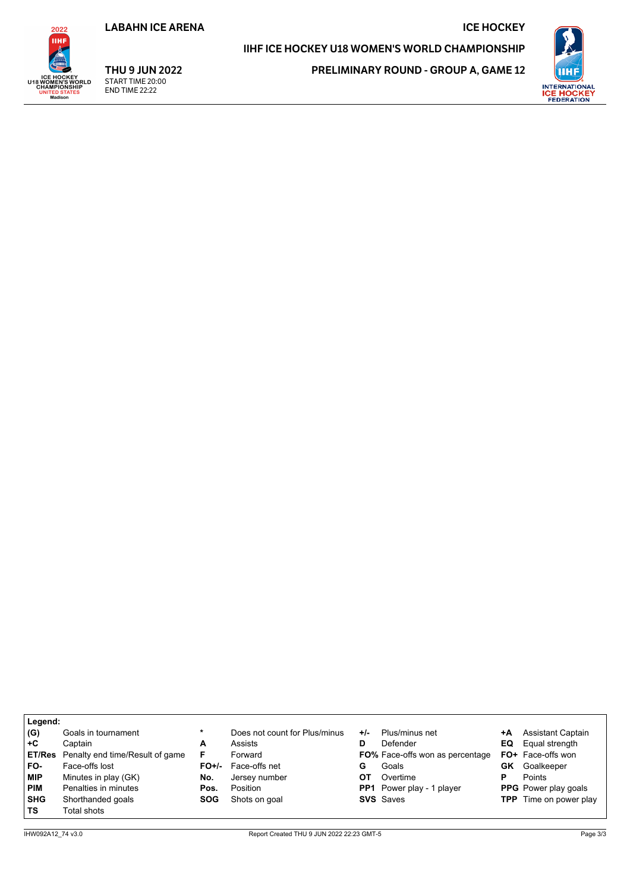LABAHN ICE ARENA

ICE HOCKEY

IIHF ICE HOCKEY U18 WOMEN'S WORLD CHAMPIONSHIP

THU 9 JUN 2022
START TIME 20:00
END TIME 22:22

PRELIMINARY ROUND - GROUP A, GAME 12

**Legend:**

| | | | | | | | |
|---|---|---|---|---|---|---|---|
| **(G)** | Goals in tournament | **\*** | Does not count for Plus/minus | **+/-** | Plus/minus net | **+A** | Assistant Captain |
| **+C** | Captain | **A** | Assists | **D** | Defender | **EQ** | Equal strength |
| **ET/Res** | Penalty end time/Result of game | **F** | Forward | **FO%** | Face-offs won as percentage | **FO+** | Face-offs won |
| **FO-** | Face-offs lost | **FO+/-** | Face-offs net | **G** | Goals | **GK** | Goalkeeper |
| **MIP** | Minutes in play (GK) | **No.** | Jersey number | **OT** | Overtime | **P** | Points |
| **PIM** | Penalties in minutes | **Pos.** | Position | **PP1** | Power play - 1 player | **PPG** | Power play goals |
| **SHG** | Shorthanded goals | **SOG** | Shots on goal | **SVS** | Saves | **TPP** | Time on power play |
| **TS** | Total shots | | | | | | |

IHW092A12_74 v3.0

Report Created THU 9 JUN 2022 22:23 GMT-5